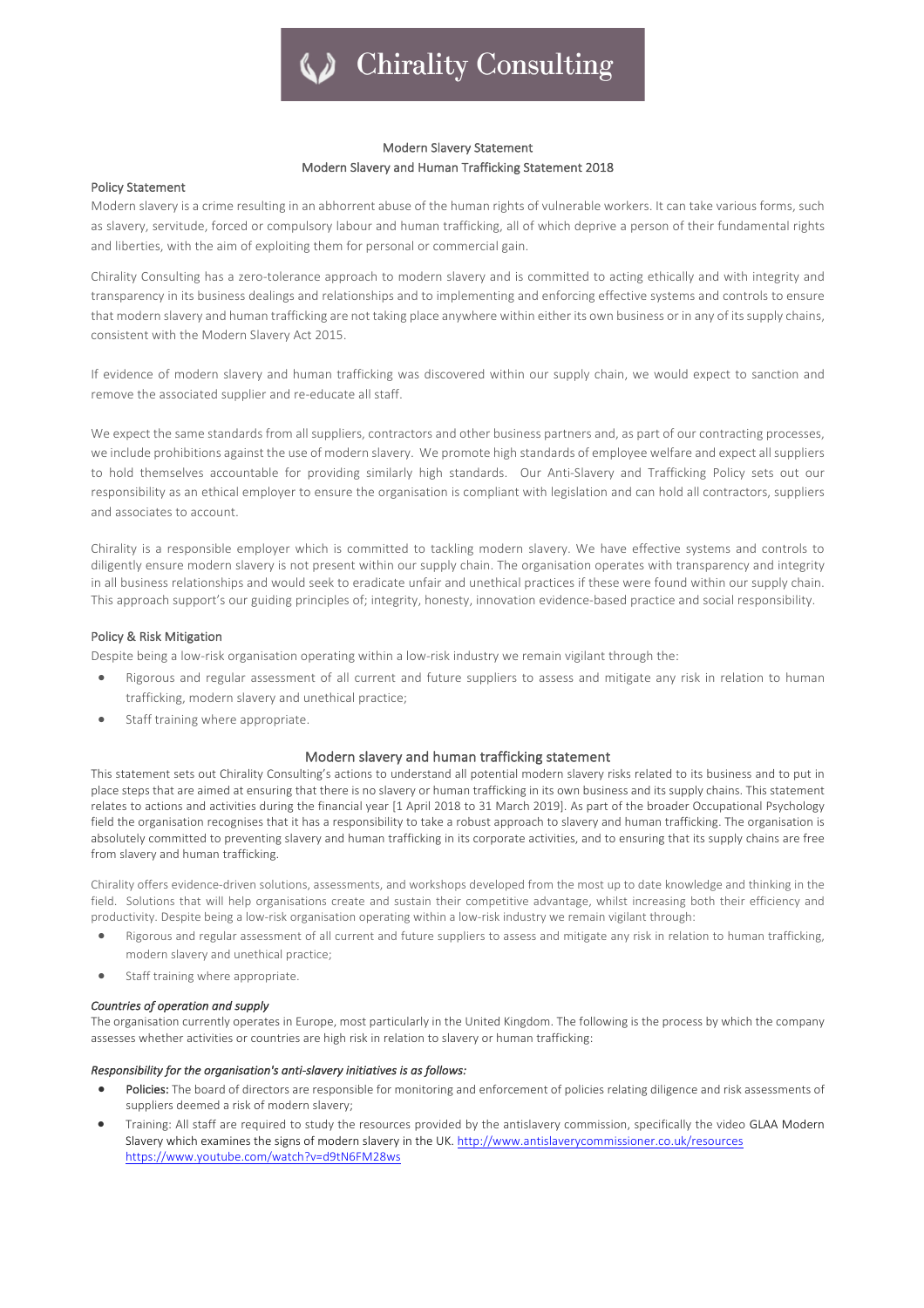# Chirality Consulting

## Modern Slavery Statement
## Modern Slavery and Human Trafficking Statement 2018

### Policy Statement

Modern slavery is a crime resulting in an abhorrent abuse of the human rights of vulnerable workers. It can take various forms, such as slavery, servitude, forced or compulsory labour and human trafficking, all of which deprive a person of their fundamental rights and liberties, with the aim of exploiting them for personal or commercial gain.

Chirality Consulting has a zero-tolerance approach to modern slavery and is committed to acting ethically and with integrity and transparency in its business dealings and relationships and to implementing and enforcing effective systems and controls to ensure that modern slavery and human trafficking are not taking place anywhere within either its own business or in any of its supply chains, consistent with the Modern Slavery Act 2015.

If evidence of modern slavery and human trafficking was discovered within our supply chain, we would expect to sanction and remove the associated supplier and re-educate all staff.

We expect the same standards from all suppliers, contractors and other business partners and, as part of our contracting processes, we include prohibitions against the use of modern slavery. We promote high standards of employee welfare and expect all suppliers to hold themselves accountable for providing similarly high standards. Our Anti-Slavery and Trafficking Policy sets out our responsibility as an ethical employer to ensure the organisation is compliant with legislation and can hold all contractors, suppliers and associates to account.

Chirality is a responsible employer which is committed to tackling modern slavery. We have effective systems and controls to diligently ensure modern slavery is not present within our supply chain. The organisation operates with transparency and integrity in all business relationships and would seek to eradicate unfair and unethical practices if these were found within our supply chain. This approach support's our guiding principles of; integrity, honesty, innovation evidence-based practice and social responsibility.

### Policy & Risk Mitigation

Despite being a low-risk organisation operating within a low-risk industry we remain vigilant through the:

- Rigorous and regular assessment of all current and future suppliers to assess and mitigate any risk in relation to human trafficking, modern slavery and unethical practice;
- Staff training where appropriate.

## Modern slavery and human trafficking statement

This statement sets out Chirality Consulting's actions to understand all potential modern slavery risks related to its business and to put in place steps that are aimed at ensuring that there is no slavery or human trafficking in its own business and its supply chains. This statement relates to actions and activities during the financial year [1 April 2018 to 31 March 2019]. As part of the broader Occupational Psychology field the organisation recognises that it has a responsibility to take a robust approach to slavery and human trafficking. The organisation is absolutely committed to preventing slavery and human trafficking in its corporate activities, and to ensuring that its supply chains are free from slavery and human trafficking.

Chirality offers evidence-driven solutions, assessments, and workshops developed from the most up to date knowledge and thinking in the field. Solutions that will help organisations create and sustain their competitive advantage, whilst increasing both their efficiency and productivity. Despite being a low-risk organisation operating within a low-risk industry we remain vigilant through:

- Rigorous and regular assessment of all current and future suppliers to assess and mitigate any risk in relation to human trafficking, modern slavery and unethical practice;
- Staff training where appropriate.

***Countries of operation and supply***

The organisation currently operates in Europe, most particularly in the United Kingdom. The following is the process by which the company assesses whether activities or countries are high risk in relation to slavery or human trafficking:

***Responsibility for the organisation's anti-slavery initiatives is as follows:***

- **Policies:** The board of directors are responsible for monitoring and enforcement of policies relating diligence and risk assessments of suppliers deemed a risk of modern slavery;
- Training: All staff are required to study the resources provided by the antislavery commission, specifically the video GLAA Modern Slavery which examines the signs of modern slavery in the UK. http://www.antislaverycommissioner.co.uk/resources https://www.youtube.com/watch?v=d9tN6FM28ws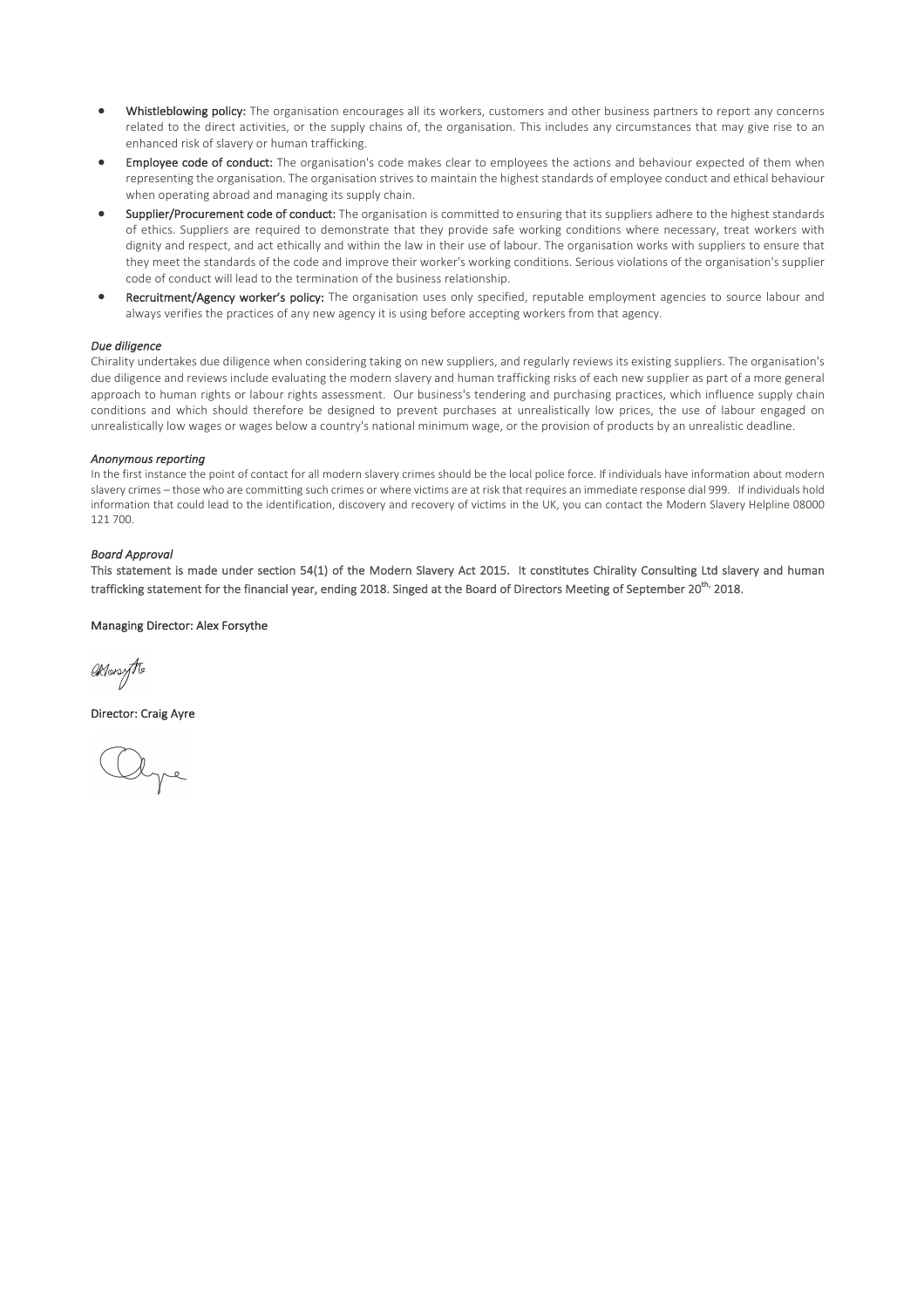- **Whistleblowing policy:** The organisation encourages all its workers, customers and other business partners to report any concerns related to the direct activities, or the supply chains of, the organisation. This includes any circumstances that may give rise to an enhanced risk of slavery or human trafficking.
- **Employee code of conduct:** The organisation's code makes clear to employees the actions and behaviour expected of them when representing the organisation. The organisation strives to maintain the highest standards of employee conduct and ethical behaviour when operating abroad and managing its supply chain.
- **Supplier/Procurement code of conduct:** The organisation is committed to ensuring that its suppliers adhere to the highest standards of ethics. Suppliers are required to demonstrate that they provide safe working conditions where necessary, treat workers with dignity and respect, and act ethically and within the law in their use of labour. The organisation works with suppliers to ensure that they meet the standards of the code and improve their worker's working conditions. Serious violations of the organisation's supplier code of conduct will lead to the termination of the business relationship.
- **Recruitment/Agency worker's policy:** The organisation uses only specified, reputable employment agencies to source labour and always verifies the practices of any new agency it is using before accepting workers from that agency.

*Due diligence*

Chirality undertakes due diligence when considering taking on new suppliers, and regularly reviews its existing suppliers. The organisation's due diligence and reviews include evaluating the modern slavery and human trafficking risks of each new supplier as part of a more general approach to human rights or labour rights assessment. Our business's tendering and purchasing practices, which influence supply chain conditions and which should therefore be designed to prevent purchases at unrealistically low prices, the use of labour engaged on unrealistically low wages or wages below a country's national minimum wage, or the provision of products by an unrealistic deadline.

*Anonymous reporting*

In the first instance the point of contact for all modern slavery crimes should be the local police force. If individuals have information about modern slavery crimes – those who are committing such crimes or where victims are at risk that requires an immediate response dial 999. If individuals hold information that could lead to the identification, discovery and recovery of victims in the UK, you can contact the Modern Slavery Helpline 08000 121 700.

*Board Approval*

This statement is made under section 54(1) of the Modern Slavery Act 2015. It constitutes Chirality Consulting Ltd slavery and human trafficking statement for the financial year, ending 2018. Singed at the Board of Directors Meeting of September 20th, 2018.

Managing Director: Alex Forsythe

Director: Craig Ayre